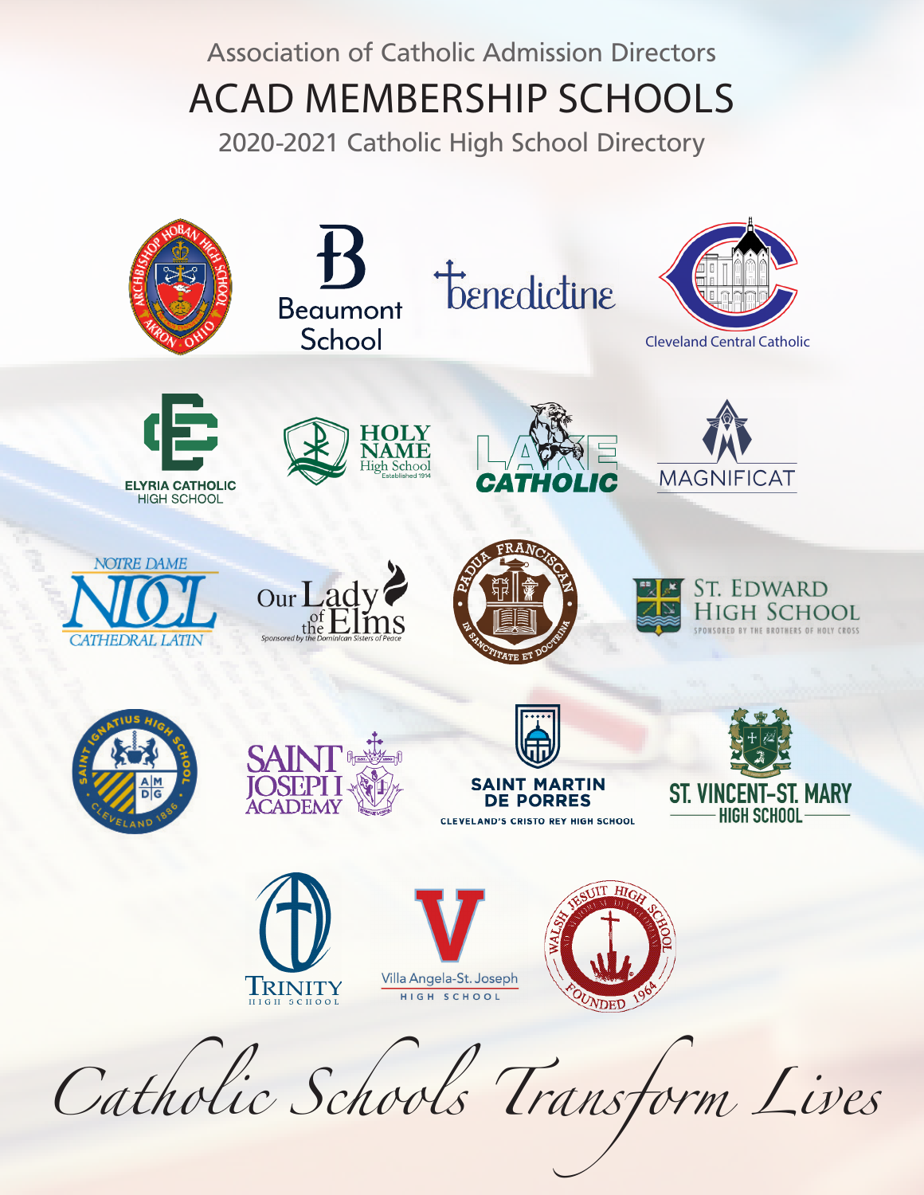Association of Catholic Admission Directors

# ACAD MEMBERSHIP SCHOOLS

## 2020-2021 Catholic High School Directory

Beaumont School

benedictine

Cleveland Central Catholic

Elyria Catholic High School

Holy Name High School Established 1914

Lake Catholic

Magnificat

Notre Dame Cathedral Latin

Our Lady of the Elms
Sponsored by the Dominican Sisters of Peace

Padua Franciscan

St. Edward High School
Sponsored by the Brothers of Holy Cross

Saint Ignatius High School Cleveland 1886

Saint Joseph Academy

Saint Martin de Porres
Cleveland's Cristo Rey High School

St. Vincent-St. Mary High School

Trinity High School

Villa Angela-St. Joseph High School

Walsh Jesuit High School Founded 1964

*Catholic Schools Transform Lives*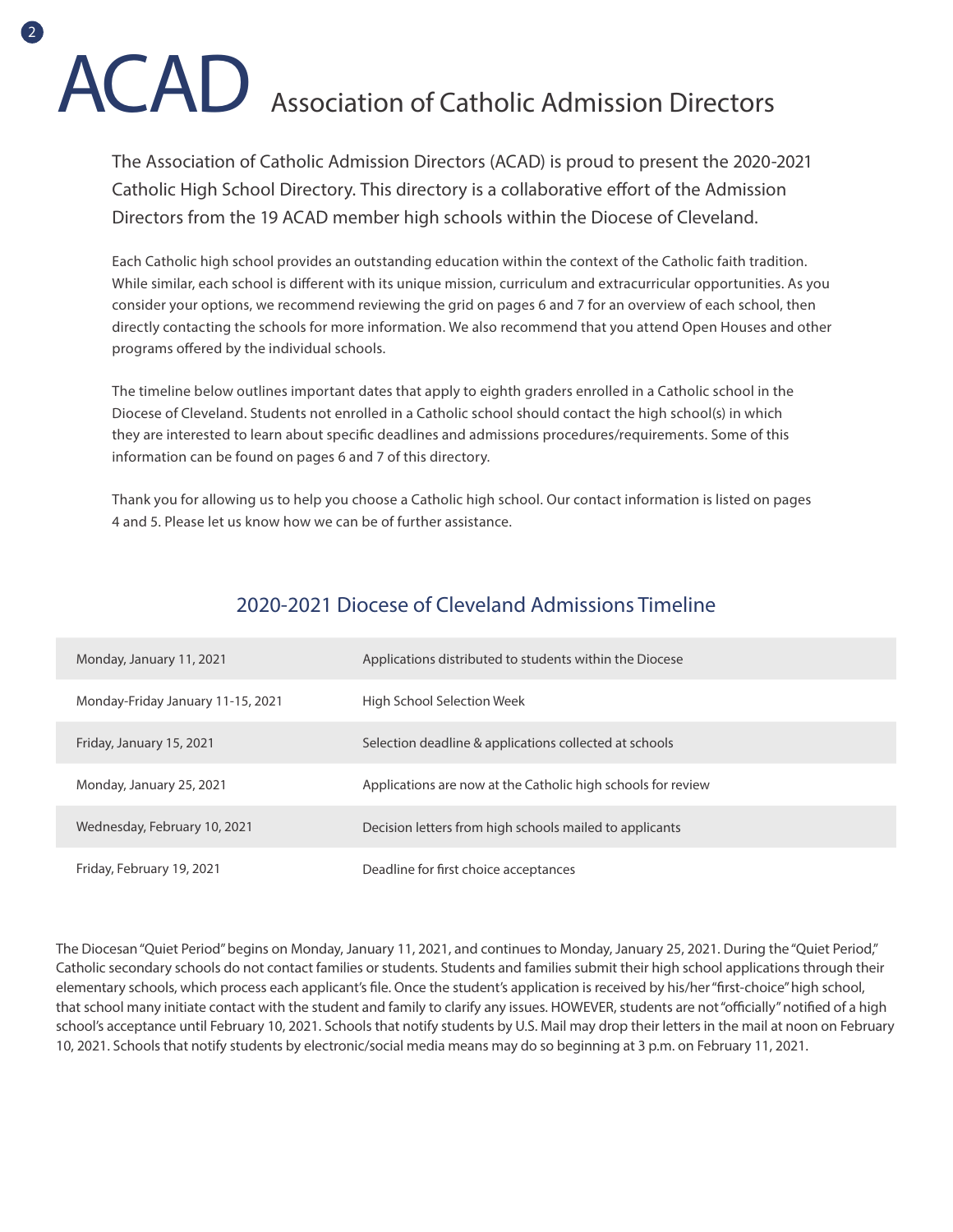# ACAD Association of Catholic Admission Directors

The Association of Catholic Admission Directors (ACAD) is proud to present the 2020-2021 Catholic High School Directory. This directory is a collaborative effort of the Admission Directors from the 19 ACAD member high schools within the Diocese of Cleveland.

Each Catholic high school provides an outstanding education within the context of the Catholic faith tradition. While similar, each school is different with its unique mission, curriculum and extracurricular opportunities. As you consider your options, we recommend reviewing the grid on pages 6 and 7 for an overview of each school, then directly contacting the schools for more information. We also recommend that you attend Open Houses and other programs offered by the individual schools.

The timeline below outlines important dates that apply to eighth graders enrolled in a Catholic school in the Diocese of Cleveland. Students not enrolled in a Catholic school should contact the high school(s) in which they are interested to learn about specific deadlines and admissions procedures/requirements. Some of this information can be found on pages 6 and 7 of this directory.

Thank you for allowing us to help you choose a Catholic high school. Our contact information is listed on pages 4 and 5. Please let us know how we can be of further assistance.

## 2020-2021 Diocese of Cleveland Admissions Timeline

| Date | Event |
|---|---|
| Monday, January 11, 2021 | Applications distributed to students within the Diocese |
| Monday-Friday January 11-15, 2021 | High School Selection Week |
| Friday, January 15, 2021 | Selection deadline & applications collected at schools |
| Monday, January 25, 2021 | Applications are now at the Catholic high schools for review |
| Wednesday, February 10, 2021 | Decision letters from high schools mailed to applicants |
| Friday, February 19, 2021 | Deadline for first choice acceptances |

The Diocesan "Quiet Period" begins on Monday, January 11, 2021, and continues to Monday, January 25, 2021. During the "Quiet Period," Catholic secondary schools do not contact families or students. Students and families submit their high school applications through their elementary schools, which process each applicant's file. Once the student's application is received by his/her "first-choice" high school, that school many initiate contact with the student and family to clarify any issues. HOWEVER, students are not "officially" notified of a high school's acceptance until February 10, 2021. Schools that notify students by U.S. Mail may drop their letters in the mail at noon on February 10, 2021. Schools that notify students by electronic/social media means may do so beginning at 3 p.m. on February 11, 2021.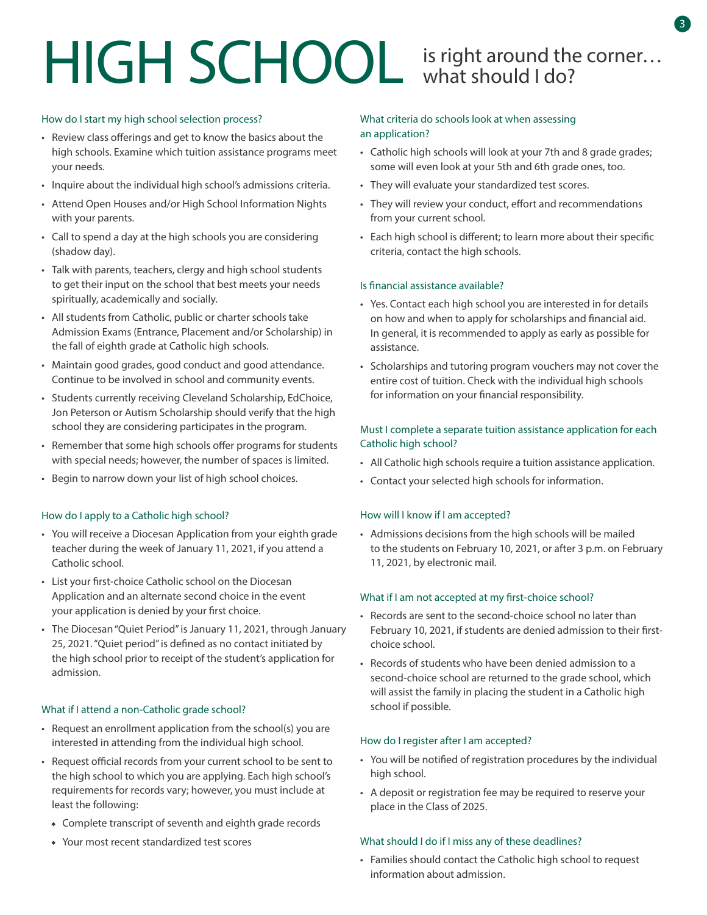# HIGH SCHOOL is right around the corner… what should I do?

### How do I start my high school selection process?

- Review class offerings and get to know the basics about the high schools. Examine which tuition assistance programs meet your needs.
- Inquire about the individual high school's admissions criteria.
- Attend Open Houses and/or High School Information Nights with your parents.
- Call to spend a day at the high schools you are considering (shadow day).
- Talk with parents, teachers, clergy and high school students to get their input on the school that best meets your needs spiritually, academically and socially.
- All students from Catholic, public or charter schools take Admission Exams (Entrance, Placement and/or Scholarship) in the fall of eighth grade at Catholic high schools.
- Maintain good grades, good conduct and good attendance. Continue to be involved in school and community events.
- Students currently receiving Cleveland Scholarship, EdChoice, Jon Peterson or Autism Scholarship should verify that the high school they are considering participates in the program.
- Remember that some high schools offer programs for students with special needs; however, the number of spaces is limited.
- Begin to narrow down your list of high school choices.

### How do I apply to a Catholic high school?

- You will receive a Diocesan Application from your eighth grade teacher during the week of January 11, 2021, if you attend a Catholic school.
- List your first-choice Catholic school on the Diocesan Application and an alternate second choice in the event your application is denied by your first choice.
- The Diocesan "Quiet Period" is January 11, 2021, through January 25, 2021. "Quiet period" is defined as no contact initiated by the high school prior to receipt of the student's application for admission.

### What if I attend a non-Catholic grade school?

- Request an enrollment application from the school(s) you are interested in attending from the individual high school.
- Request official records from your current school to be sent to the high school to which you are applying. Each high school's requirements for records vary; however, you must include at least the following:
  - Complete transcript of seventh and eighth grade records
  - Your most recent standardized test scores

### What criteria do schools look at when assessing an application?

- Catholic high schools will look at your 7th and 8 grade grades; some will even look at your 5th and 6th grade ones, too.
- They will evaluate your standardized test scores.
- They will review your conduct, effort and recommendations from your current school.
- Each high school is different; to learn more about their specific criteria, contact the high schools.

### Is financial assistance available?

- Yes. Contact each high school you are interested in for details on how and when to apply for scholarships and financial aid. In general, it is recommended to apply as early as possible for assistance.
- Scholarships and tutoring program vouchers may not cover the entire cost of tuition. Check with the individual high schools for information on your financial responsibility.

### Must I complete a separate tuition assistance application for each Catholic high school?

- All Catholic high schools require a tuition assistance application.
- Contact your selected high schools for information.

### How will I know if I am accepted?

- Admissions decisions from the high schools will be mailed to the students on February 10, 2021, or after 3 p.m. on February 11, 2021, by electronic mail.

### What if I am not accepted at my first-choice school?

- Records are sent to the second-choice school no later than February 10, 2021, if students are denied admission to their first-choice school.
- Records of students who have been denied admission to a second-choice school are returned to the grade school, which will assist the family in placing the student in a Catholic high school if possible.

### How do I register after I am accepted?

- You will be notified of registration procedures by the individual high school.
- A deposit or registration fee may be required to reserve your place in the Class of 2025.

### What should I do if I miss any of these deadlines?

- Families should contact the Catholic high school to request information about admission.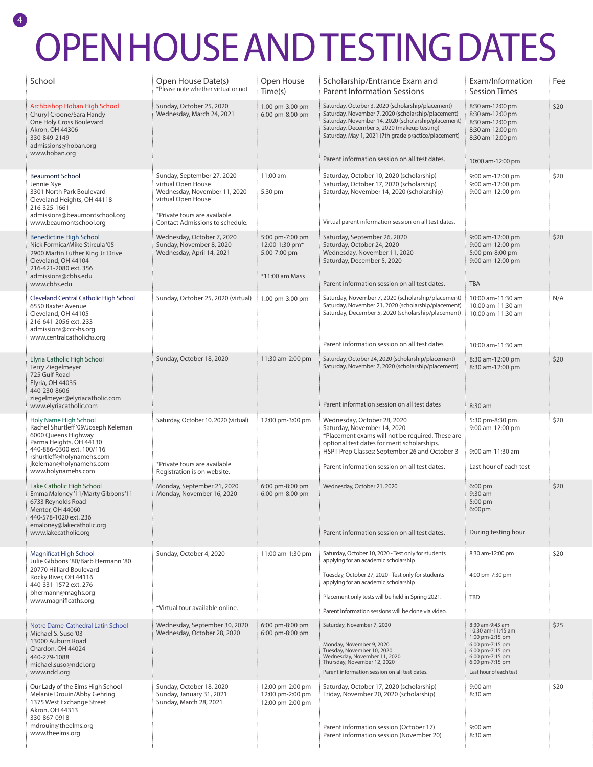# OPEN HOUSE AND TESTING DATES

| School | Open House Date(s) *Please note whether virtual or not | Open House Time(s) | Scholarship/Entrance Exam and Parent Information Sessions | Exam/Information Session Times | Fee |
|---|---|---|---|---|---|
| Archbishop Hoban High School<br>Churyl Croone/Sara Handy<br>One Holy Cross Boulevard<br>Akron, OH 44306<br>330-849-2149<br>admissions@hoban.org<br>www.hoban.org | Sunday, October 25, 2020<br>Wednesday, March 24, 2021 | 1:00 pm-3:00 pm<br>6:00 pm-8:00 pm | Saturday, October 3, 2020 (scholarship/placement)<br>Saturday, November 7, 2020 (scholarship/placement)<br>Saturday, November 14, 2020 (scholarship/placement)<br>Saturday, December 5, 2020 (makeup testing)<br>Saturday, May 1, 2021 (7th grade practice/placement)<br><br>Parent information session on all test dates. | 8:30 am-12:00 pm<br>8:30 am-12:00 pm<br>8:30 am-12:00 pm<br>8:30 am-12:00 pm<br>8:30 am-12:00 pm<br><br>10:00 am-12:00 pm | $20 |
| Beaumont School<br>Jennie Nye<br>3301 North Park Boulevard<br>Cleveland Heights, OH 44118<br>216-325-1661<br>admissions@beaumontschool.org<br>www.beaumontschool.org | Sunday, September 27, 2020 - virtual Open House<br>Wednesday, November 11, 2020 - virtual Open House<br><br>*Private tours are available. Contact Admissions to schedule. | 11:00 am<br><br>5:30 pm | Saturday, October 10, 2020 (scholarship)<br>Saturday, October 17, 2020 (scholarship)<br>Saturday, November 14, 2020 (scholarship)<br><br>Virtual parent information session on all test dates. | 9:00 am-12:00 pm<br>9:00 am-12:00 pm<br>9:00 am-12:00 pm | $20 |
| Benedictine High School<br>Nick Formica/Mike Stircula '05<br>2900 Martin Luther King Jr. Drive<br>Cleveland, OH 44104<br>216-421-2080 ext. 356<br>admissions@cbhs.edu<br>www.cbhs.edu | Wednesday, October 7, 2020<br>Sunday, November 8, 2020<br>Wednesday, April 14, 2021 | 5:00 pm-7:00 pm<br>12:00-1:30 pm*<br>5:00-7:00 pm<br><br>*11:00 am Mass | Saturday, September 26, 2020<br>Saturday, October 24, 2020<br>Wednesday, November 11, 2020<br>Saturday, December 5, 2020<br><br>Parent information session on all test dates. | 9:00 am-12:00 pm<br>9:00 am-12:00 pm<br>5:00 pm-8:00 pm<br>9:00 am-12:00 pm<br><br>TBA | $20 |
| Cleveland Central Catholic High School<br>6550 Baxter Avenue<br>Cleveland, OH 44105<br>216-641-2056 ext. 233<br>admissions@ccc-hs.org<br>www.centralcatholichs.org | Sunday, October 25, 2020 (virtual) | 1:00 pm-3:00 pm | Saturday, November 7, 2020 (scholarship/placement)<br>Saturday, November 21, 2020 (scholarship/placement)<br>Saturday, December 5, 2020 (scholarship/placement)<br><br>Parent information session on all test dates | 10:00 am-11:30 am<br>10:00 am-11:30 am<br>10:00 am-11:30 am<br><br>10:00 am-11:30 am | N/A |
| Elyria Catholic High School<br>Terry Ziegelmeyer<br>725 Gulf Road<br>Elyria, OH 44035<br>440-230-8606<br>ziegelmeyer@elyriacatholic.com<br>www.elyriacatholic.com | Sunday, October 18, 2020 | 11:30 am-2:00 pm | Saturday, October 24, 2020 (scholarship/placement)<br>Saturday, November 7, 2020 (scholarship/placement)<br><br>Parent information session on all test dates | 8:30 am-12:00 pm<br>8:30 am-12:00 pm<br><br>8:30 am | $20 |
| Holy Name High School<br>Rachel Shurtleff '09/Joseph Keleman<br>6000 Queens Highway<br>Parma Heights, OH 44130<br>440-886-0300 ext. 100/116<br>rshurtleff@holynamehs.com<br>jkeleman@holynamehs.com<br>www.holynamehs.com | Saturday, October 10, 2020 (virtual)<br><br>*Private tours are available. Registration is on website. | 12:00 pm-3:00 pm | Wednesday, October 28, 2020<br>Saturday, November 14, 2020<br>*Placement exams will not be required. These are optional test dates for merit scholarships.<br>HSPT Prep Classes: September 26 and October 3<br><br>Parent information session on all test dates. | 5:30 pm-8:30 pm<br>9:00 am-12:00 pm<br><br>9:00 am-11:30 am<br><br>Last hour of each test | $20 |
| Lake Catholic High School<br>Emma Maloney '11/Marty Gibbons '11<br>6733 Reynolds Road<br>Mentor, OH 44060<br>440-578-1020 ext. 236<br>emaloney@lakecatholic.org<br>www.lakecatholic.org | Monday, September 21, 2020<br>Monday, November 16, 2020 | 6:00 pm-8:00 pm<br>6:00 pm-8:00 pm | Wednesday, October 21, 2020<br><br>Parent information session on all test dates. | 6:00 pm<br>9:30 am<br>5:00 pm<br>6:00pm<br><br>During testing hour | $20 |
| Magnificat High School<br>Julie Gibbons '80/Barb Hermann '80<br>20770 Hilliard Boulevard<br>Rocky River, OH 44116<br>440-331-1572 ext. 276<br>bhermann@maghs.org<br>www.magnificaths.org | Sunday, October 4, 2020<br><br>*Virtual tour available online. | 11:00 am-1:30 pm | Saturday, October 10, 2020 - Test only for students applying for an academic scholarship<br><br>Tuesday, October 27, 2020 - Test only for students applying for an academic scholarship<br><br>Placement only tests will be held in Spring 2021.<br><br>Parent information sessions will be done via video. | 8:30 am-12:00 pm<br><br>4:00 pm-7:30 pm<br><br>TBD | $20 |
| Notre Dame-Cathedral Latin School<br>Michael S. Suso '03<br>13000 Auburn Road<br>Chardon, OH 44024<br>440-279-1088<br>michael.suso@ndcl.org<br>www.ndcl.org | Wednesday, September 30, 2020<br>Wednesday, October 28, 2020 | 6:00 pm-8:00 pm<br>6:00 pm-8:00 pm | Saturday, November 7, 2020<br><br>Monday, November 9, 2020<br>Tuesday, November 10, 2020<br>Wednesday, November 11, 2020<br>Thursday, November 12, 2020<br><br>Parent information session on all test dates. | 8:30 am-9:45 am<br>10:30 am-11:45 am<br>1:00 pm-2:15 pm<br>6:00 pm-7:15 pm<br>6:00 pm-7:15 pm<br>6:00 pm-7:15 pm<br>6:00 pm-7:15 pm<br><br>Last hour of each test | $25 |
| Our Lady of the Elms High School<br>Melanie Drouin/Abby Gehring<br>1375 West Exchange Street<br>Akron, OH 44313<br>330-867-0918<br>mdrouin@theelms.org<br>www.theelms.org | Sunday, October 18, 2020<br>Sunday, January 31, 2021<br>Sunday, March 28, 2021 | 12:00 pm-2:00 pm<br>12:00 pm-2:00 pm<br>12:00 pm-2:00 pm | Saturday, October 17, 2020 (scholarship)<br>Friday, November 20, 2020 (scholarship)<br><br>Parent information session (October 17)<br>Parent information session (November 20) | 9:00 am<br>8:30 am<br><br>9:00 am<br>8:30 am | $20 |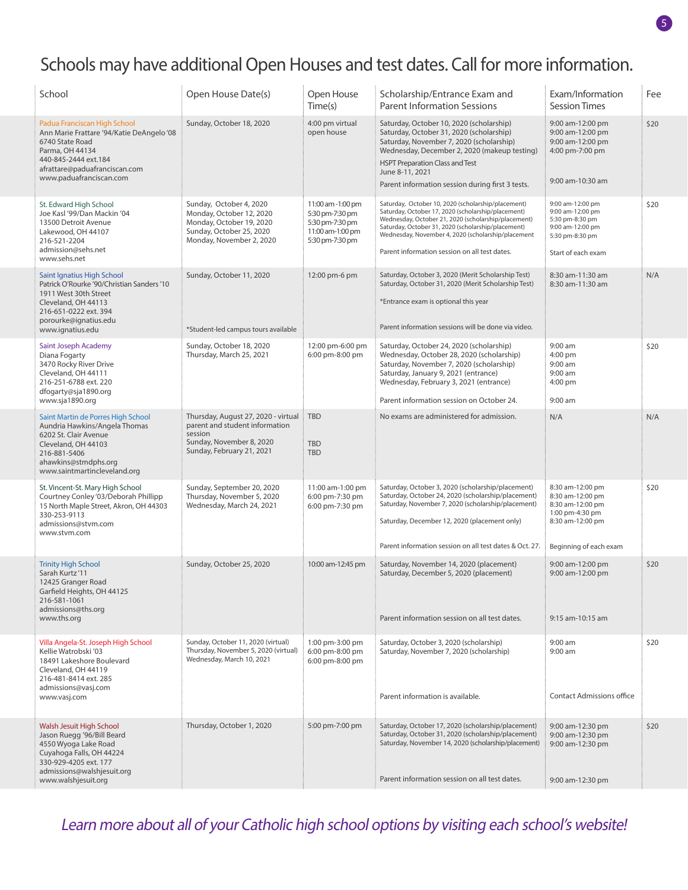# Schools may have additional Open Houses and test dates. Call for more information.

| School | Open House Date(s) | Open House Time(s) | Scholarship/Entrance Exam and Parent Information Sessions | Exam/Information Session Times | Fee |
|---|---|---|---|---|---|
| Padua Franciscan High School<br>Ann Marie Frattare '94/Katie DeAngelo '08<br>6740 State Road<br>Parma, OH 44134<br>440-845-2444 ext.184<br>afrattare@paduafranciscan.com<br>www.paduafranciscan.com | Sunday, October 18, 2020 | 4:00 pm virtual open house | Saturday, October 10, 2020 (scholarship)<br>Saturday, October 31, 2020 (scholarship)<br>Saturday, November 7, 2020 (scholarship)<br>Wednesday, December 2, 2020 (makeup testing)<br>HSPT Preparation Class and Test<br>June 8-11, 2021<br>Parent information session during first 3 tests. | 9:00 am-12:00 pm<br>9:00 am-12:00 pm<br>9:00 am-12:00 pm<br>4:00 pm-7:00 pm<br><br><br>9:00 am-10:30 am | $20 |
| St. Edward High School<br>Joe Kasl '99/Dan Mackin '04<br>13500 Detroit Avenue<br>Lakewood, OH 44107<br>216-521-2204<br>admission@sehs.net<br>www.sehs.net | Sunday, October 4, 2020<br>Monday, October 12, 2020<br>Monday, October 19, 2020<br>Sunday, October 25, 2020<br>Monday, November 2, 2020 | 11:00 am-1:00 pm<br>5:30 pm-7:30 pm<br>5:30 pm-7:30 pm<br>11:00 am-1:00 pm<br>5:30 pm-7:30 pm | Saturday, October 10, 2020 (scholarship/placement)<br>Saturday, October 17, 2020 (scholarship/placement)<br>Wednesday, October 21, 2020 (scholarship/placement)<br>Saturday, October 31, 2020 (scholarship/placement)<br>Wednesday, November 4, 2020 (scholarship/placement<br>Parent information session on all test dates. | 9:00 am-12:00 pm<br>9:00 am-12:00 pm<br>5:30 pm-8:30 pm<br>9:00 am-12:00 pm<br>5:30 pm-8:30 pm<br>Start of each exam | $20 |
| Saint Ignatius High School<br>Patrick O'Rourke '90/Christian Sanders '10<br>1911 West 30th Street<br>Cleveland, OH 44113<br>216-651-0222 ext. 394<br>porourke@ignatius.edu<br>www.ignatius.edu | Sunday, October 11, 2020<br><br>*Student-led campus tours available | 12:00 pm-6 pm | Saturday, October 3, 2020 (Merit Scholarship Test)<br>Saturday, October 31, 2020 (Merit Scholarship Test)<br>*Entrance exam is optional this year<br>Parent information sessions will be done via video. | 8:30 am-11:30 am<br>8:30 am-11:30 am | N/A |
| Saint Joseph Academy<br>Diana Fogarty<br>3470 Rocky River Drive<br>Cleveland, OH 44111<br>216-251-6788 ext. 220<br>dfogarty@sja1890.org<br>www.sja1890.org | Sunday, October 18, 2020<br>Thursday, March 25, 2021 | 12:00 pm-6:00 pm<br>6:00 pm-8:00 pm | Saturday, October 24, 2020 (scholarship)<br>Wednesday, October 28, 2020 (scholarship)<br>Saturday, November 7, 2020 (scholarship)<br>Saturday, January 9, 2021 (entrance)<br>Wednesday, February 3, 2021 (entrance)<br>Parent information session on October 24. | 9:00 am<br>4:00 pm<br>9:00 am<br>9:00 am<br>4:00 pm<br>9:00 am | $20 |
| Saint Martin de Porres High School<br>Aundria Hawkins/Angela Thomas<br>6202 St. Clair Avenue<br>Cleveland, OH 44103<br>216-881-5406<br>ahawkins@stmdphs.org<br>www.saintmartincleveland.org | Thursday, August 27, 2020 - virtual parent and student information session<br>Sunday, November 8, 2020<br>Sunday, February 21, 2021 | TBD<br><br>TBD<br>TBD | No exams are administered for admission. | N/A | N/A |
| St. Vincent-St. Mary High School<br>Courtney Conley '03/Deborah Phillipp<br>15 North Maple Street, Akron, OH 44303<br>330-253-9113<br>admissions@stvm.com<br>www.stvm.com | Sunday, September 20, 2020<br>Thursday, November 5, 2020<br>Wednesday, March 24, 2021 | 11:00 am-1:00 pm<br>6:00 pm-7:30 pm<br>6:00 pm-7:30 pm | Saturday, October 3, 2020 (scholarship/placement)<br>Saturday, October 24, 2020 (scholarship/placement)<br>Saturday, November 7, 2020 (scholarship/placement)<br>Saturday, December 12, 2020 (placement only)<br>Parent information session on all test dates & Oct. 27. | 8:30 am-12:00 pm<br>8:30 am-12:00 pm<br>8:30 am-12:00 pm<br>1:00 pm-4:30 pm<br>8:30 am-12:00 pm<br>Beginning of each exam | $20 |
| Trinity High School<br>Sarah Kurtz '11<br>12425 Granger Road<br>Garfield Heights, OH 44125<br>216-581-1061<br>admissions@ths.org<br>www.ths.org | Sunday, October 25, 2020 | 10:00 am-12:45 pm | Saturday, November 14, 2020 (placement)<br>Saturday, December 5, 2020 (placement)<br>Parent information session on all test dates. | 9:00 am-12:00 pm<br>9:00 am-12:00 pm<br>9:15 am-10:15 am | $20 |
| Villa Angela-St. Joseph High School<br>Kellie Watrobski '03<br>18491 Lakeshore Boulevard<br>Cleveland, OH 44119<br>216-481-8414 ext. 285<br>admissions@vasj.com<br>www.vasj.com | Sunday, October 11, 2020 (virtual)<br>Thursday, November 5, 2020 (virtual)<br>Wednesday, March 10, 2021 | 1:00 pm-3:00 pm<br>6:00 pm-8:00 pm<br>6:00 pm-8:00 pm | Saturday, October 3, 2020 (scholarship)<br>Saturday, November 7, 2020 (scholarship)<br>Parent information is available. | 9:00 am<br>9:00 am<br>Contact Admissions office | $20 |
| Walsh Jesuit High School<br>Jason Ruegg '96/Bill Beard<br>4550 Wyoga Lake Road<br>Cuyahoga Falls, OH 44224<br>330-929-4205 ext. 177<br>admissions@walshjesuit.org<br>www.walshjesuit.org | Thursday, October 1, 2020 | 5:00 pm-7:00 pm | Saturday, October 17, 2020 (scholarship/placement)<br>Saturday, October 31, 2020 (scholarship/placement)<br>Saturday, November 14, 2020 (scholarship/placement)<br>Parent information session on all test dates. | 9:00 am-12:30 pm<br>9:00 am-12:30 pm<br>9:00 am-12:30 pm<br>9:00 am-12:30 pm | $20 |

*Learn more about all of your Catholic high school options by visiting each school's website!*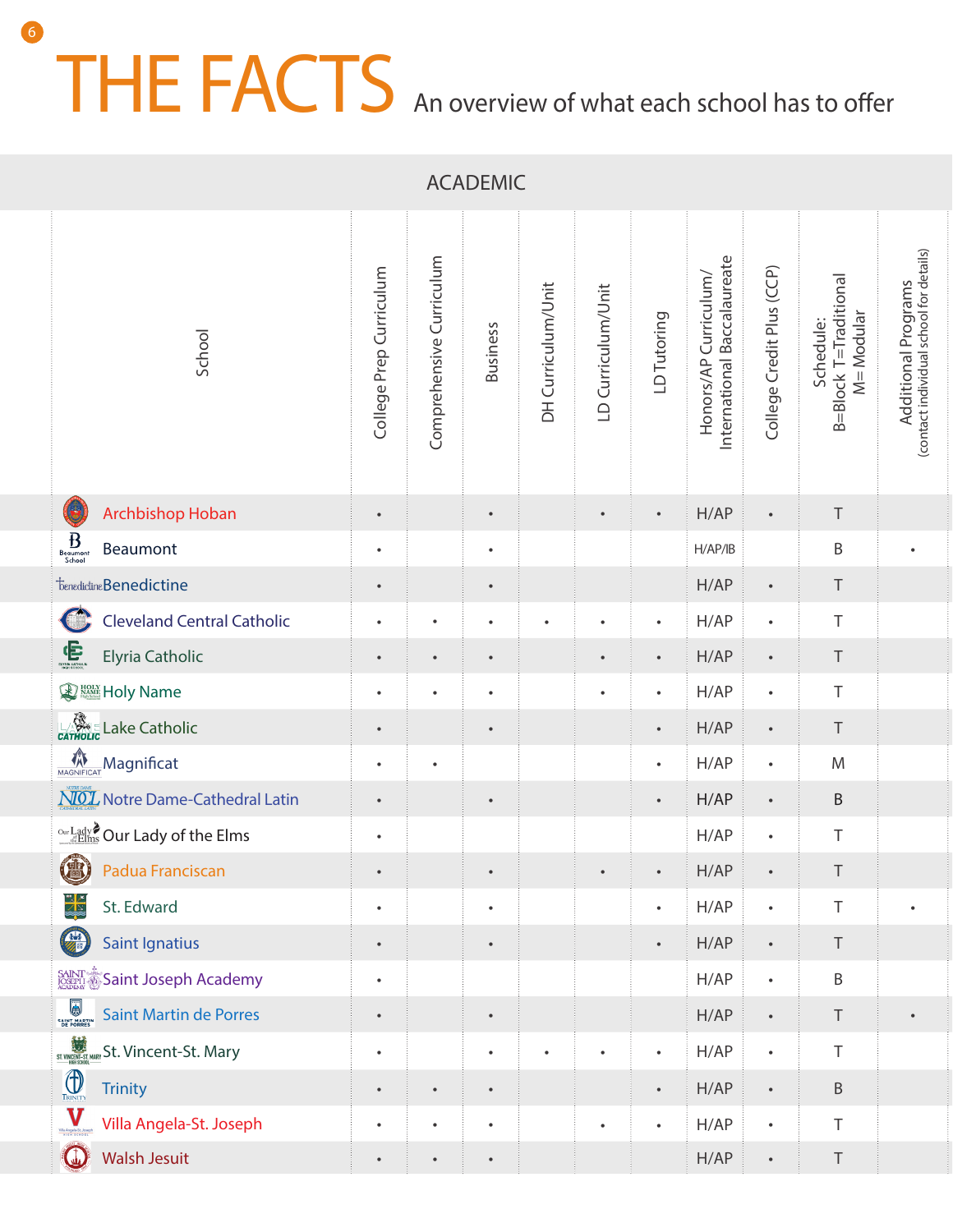# THE FACTS

An overview of what each school has to offer

## ACADEMIC

| School | College Prep Curriculum | Comprehensive Curriculum | Business | DH Curriculum/Unit | LD Curriculum/Unit | LD Tutoring | Honors/AP Curriculum/ International Baccalaureate | College Credit Plus (CCP) | Schedule: B=Block T=Traditional M= Modular | Additional Programs (contact individual school for details) |
|---|---|---|---|---|---|---|---|---|---|---|
| Archbishop Hoban | • | | • | | • | • | H/AP | • | T | |
| Beaumont | • | | • | | | | H/AP/IB | | B | • |
| Benedictine | • | | • | | | | H/AP | • | T | |
| Cleveland Central Catholic | • | • | • | • | • | • | H/AP | • | T | |
| Elyria Catholic | • | • | • | | • | • | H/AP | • | T | |
| Holy Name | • | • | • | | • | • | H/AP | • | T | |
| Lake Catholic | • | | • | | | • | H/AP | • | T | |
| Magnificat | • | • | | | | • | H/AP | • | M | |
| Notre Dame-Cathedral Latin | • | | • | | | • | H/AP | • | B | |
| Our Lady of the Elms | • | | | | | | H/AP | • | T | |
| Padua Franciscan | • | | • | | • | • | H/AP | • | T | |
| St. Edward | • | | • | | | • | H/AP | • | T | • |
| Saint Ignatius | • | | • | | | • | H/AP | • | T | |
| Saint Joseph Academy | • | | | | | | H/AP | • | B | |
| Saint Martin de Porres | • | | • | | | | H/AP | • | T | • |
| St. Vincent-St. Mary | • | | • | • | • | • | H/AP | • | T | |
| Trinity | • | • | • | | | • | H/AP | • | B | |
| Villa Angela-St. Joseph | • | • | • | | • | • | H/AP | • | T | |
| Walsh Jesuit | • | • | • | | | | H/AP | • | T | |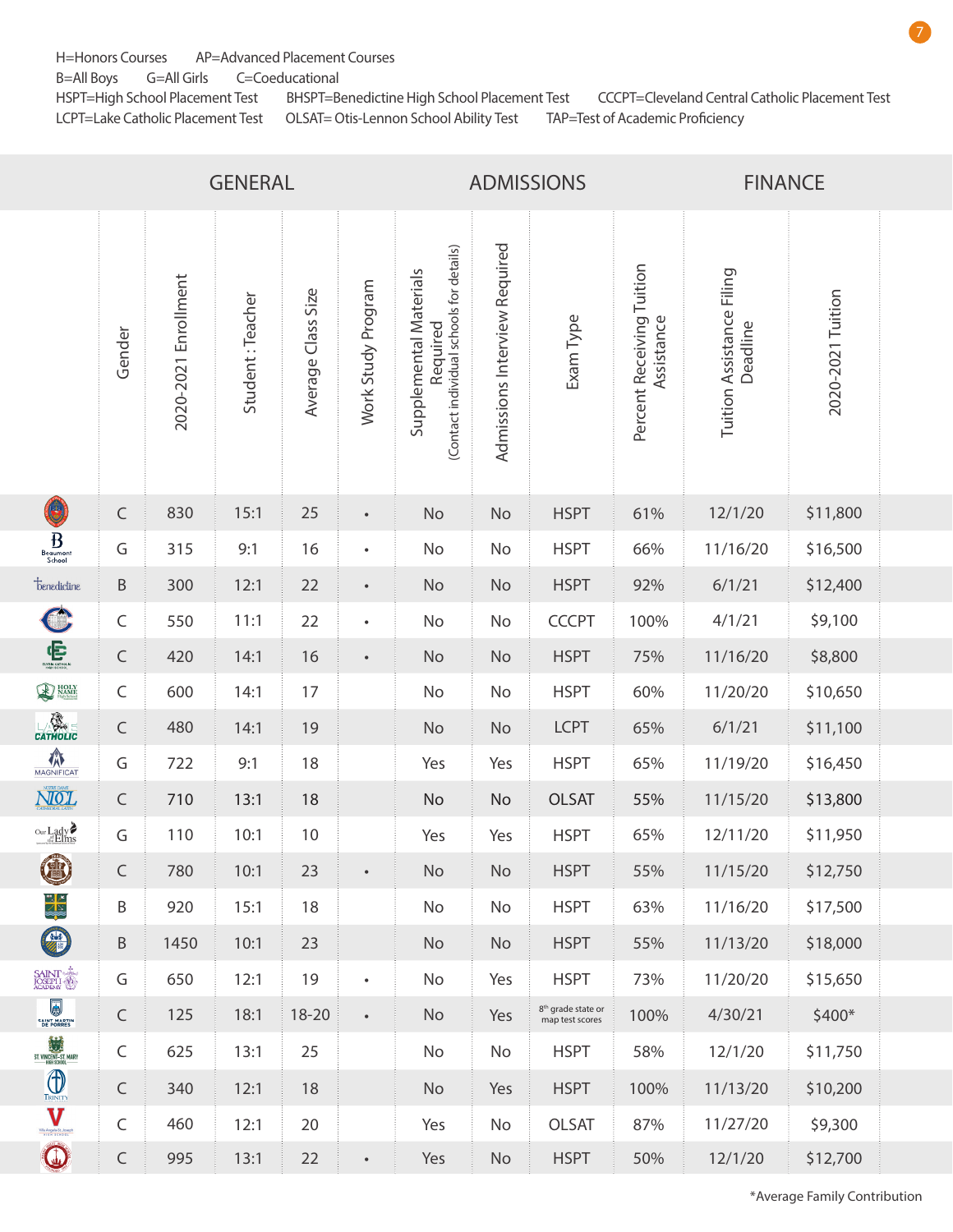H=Honors Courses AP=Advanced Placement Courses
B=All Boys G=All Girls C=Coeducational
HSPT=High School Placement Test BHSPT=Benedictine High School Placement Test CCCPT=Cleveland Central Catholic Placement Test
LCPT=Lake Catholic Placement Test OLSAT= Otis-Lennon School Ability Test TAP=Test of Academic Proficiency

| | GENERAL | | | | | ADMISSIONS | | | FINANCE | | |
|---|---|---|---|---|---|---|---|---|---|---|---|
| | Gender | 2020-2021 Enrollment | Student : Teacher | Average Class Size | Work Study Program | Supplemental Materials Required (Contact individual schools for details) | Admissions Interview Required | Exam Type | Percent Receiving Tuition Assistance | Tuition Assistance Filing Deadline | 2020-2021 Tuition |
| | C | 830 | 15:1 | 25 | • | No | No | HSPT | 61% | 12/1/20 | $11,800 |
| Beaumont School | G | 315 | 9:1 | 16 | • | No | No | HSPT | 66% | 11/16/20 | $16,500 |
| Benedictine | B | 300 | 12:1 | 22 | • | No | No | HSPT | 92% | 6/1/21 | $12,400 |
| | C | 550 | 11:1 | 22 | • | No | No | CCCPT | 100% | 4/1/21 | $9,100 |
| Elyria Catholic High School | C | 420 | 14:1 | 16 | • | No | No | HSPT | 75% | 11/16/20 | $8,800 |
| Holy Name High School | C | 600 | 14:1 | 17 | | No | No | HSPT | 60% | 11/20/20 | $10,650 |
| Lake Catholic | C | 480 | 14:1 | 19 | | No | No | LCPT | 65% | 6/1/21 | $11,100 |
| Magnificat | G | 722 | 9:1 | 18 | | Yes | Yes | HSPT | 65% | 11/19/20 | $16,450 |
| Notre Dame Cathedral Latin | C | 710 | 13:1 | 18 | | No | No | OLSAT | 55% | 11/15/20 | $13,800 |
| Our Lady of the Elms | G | 110 | 10:1 | 10 | | Yes | Yes | HSPT | 65% | 12/11/20 | $11,950 |
| | C | 780 | 10:1 | 23 | • | No | No | HSPT | 55% | 11/15/20 | $12,750 |
| | B | 920 | 15:1 | 18 | | No | No | HSPT | 63% | 11/16/20 | $17,500 |
| | B | 1450 | 10:1 | 23 | | No | No | HSPT | 55% | 11/13/20 | $18,000 |
| Saint Joseph Academy | G | 650 | 12:1 | 19 | • | No | Yes | HSPT | 73% | 11/20/20 | $15,650 |
| Saint Martin de Porres | C | 125 | 18:1 | 18-20 | • | No | Yes | 8th grade state or map test scores | 100% | 4/30/21 | $400* |
| St. Vincent-St. Mary High School | C | 625 | 13:1 | 25 | | No | No | HSPT | 58% | 12/1/20 | $11,750 |
| Trinity | C | 340 | 12:1 | 18 | | No | Yes | HSPT | 100% | 11/13/20 | $10,200 |
| Villa Angela-St. Joseph High School | C | 460 | 12:1 | 20 | | Yes | No | OLSAT | 87% | 11/27/20 | $9,300 |
| | C | 995 | 13:1 | 22 | • | Yes | No | HSPT | 50% | 12/1/20 | $12,700 |

*Average Family Contribution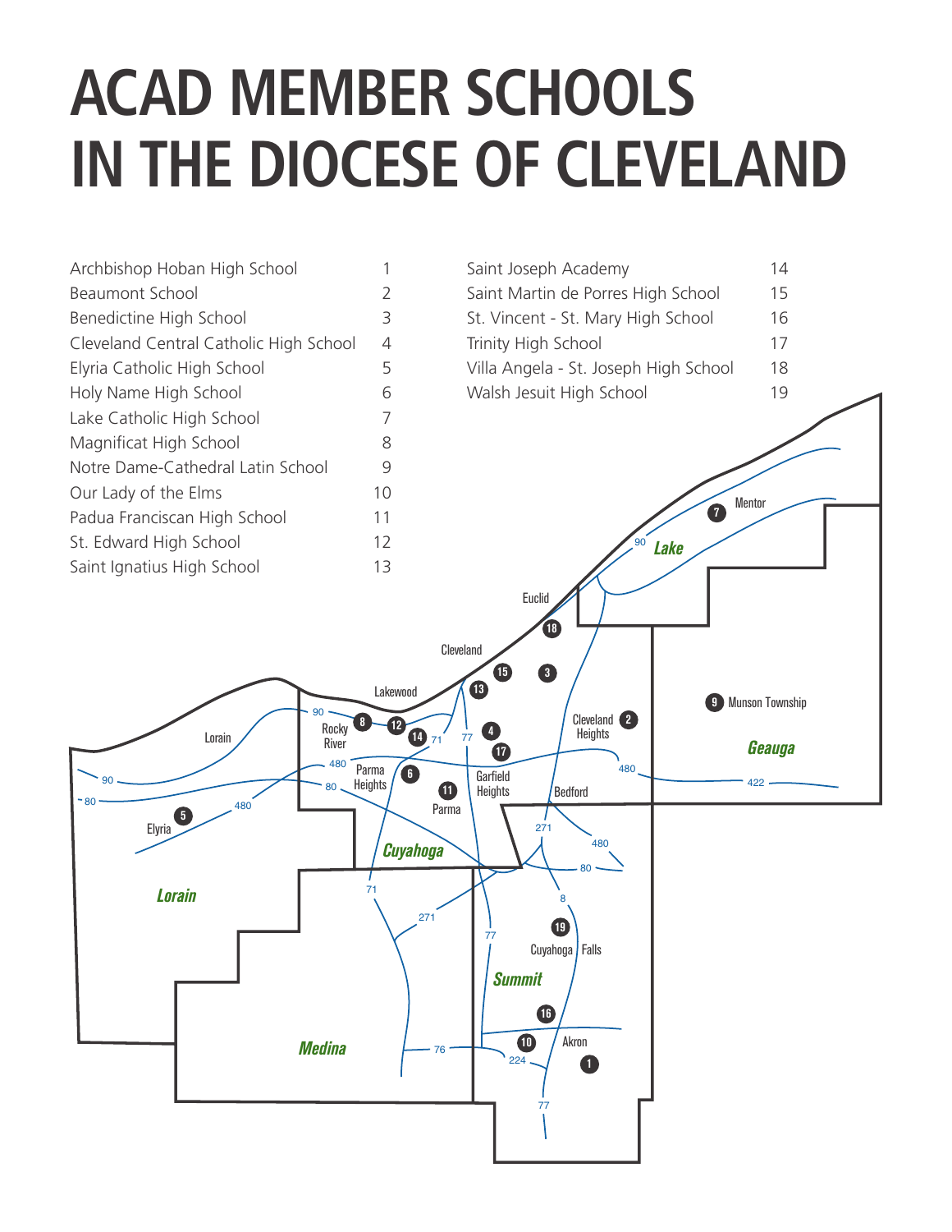# ACAD MEMBER SCHOOLS IN THE DIOCESE OF CLEVELAND

| | |
|---|---|
| Archbishop Hoban High School | 1 |
| Beaumont School | 2 |
| Benedictine High School | 3 |
| Cleveland Central Catholic High School | 4 |
| Elyria Catholic High School | 5 |
| Holy Name High School | 6 |
| Lake Catholic High School | 7 |
| Magnificat High School | 8 |
| Notre Dame-Cathedral Latin School | 9 |
| Our Lady of the Elms | 10 |
| Padua Franciscan High School | 11 |
| St. Edward High School | 12 |
| Saint Ignatius High School | 13 |
| Saint Joseph Academy | 14 |
| Saint Martin de Porres High School | 15 |
| St. Vincent - St. Mary High School | 16 |
| Trinity High School | 17 |
| Villa Angela - St. Joseph High School | 18 |
| Walsh Jesuit High School | 19 |

Mentor
Lake
Euclid
Cleveland
Lakewood
Rocky River
Lorain
Elyria
Munson Township
Cleveland Heights
Geauga
Parma Heights
Parma
Garfield Heights
Bedford
Cuyahoga
Lorain
Medina
Summit
Cuyahoga Falls
Akron